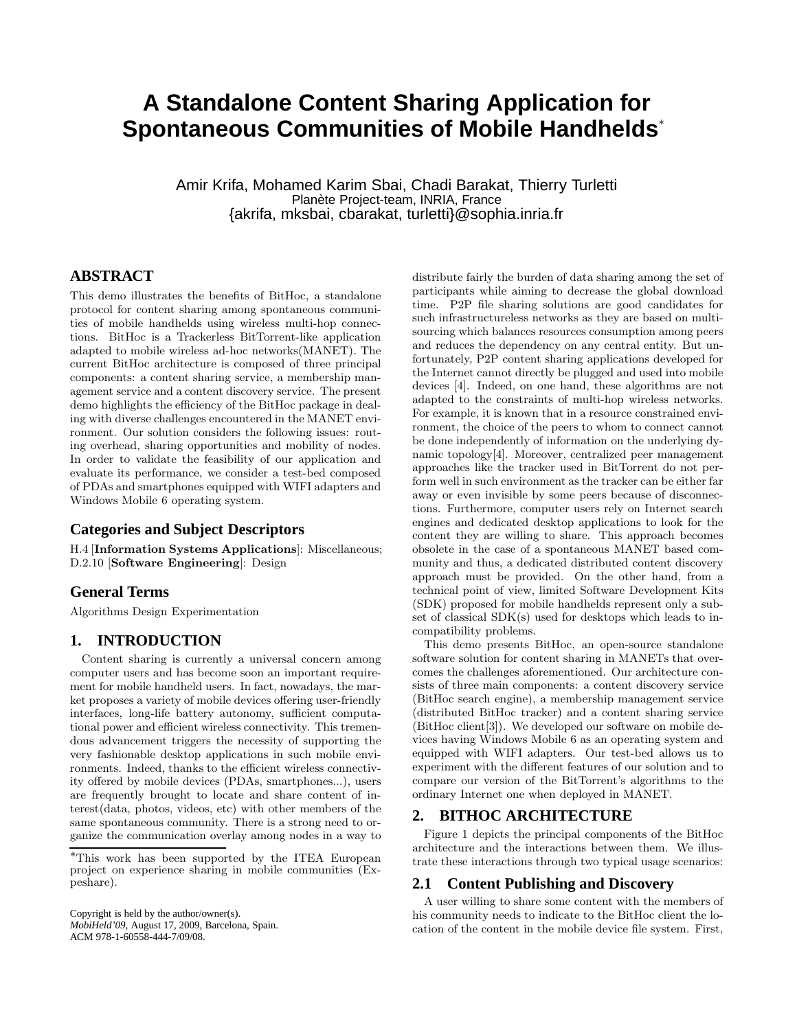# A Standalone Content Sharing Application for Spontaneous Communities of Mobile Handhelds*

Amir Krifa, Mohamed Karim Sbai, Chadi Barakat, Thierry Turletti
Planète Project-team, INRIA, France
{akrifa, mksbai, cbarakat, turletti}@sophia.inria.fr

## ABSTRACT

This demo illustrates the benefits of BitHoc, a standalone protocol for content sharing among spontaneous communities of mobile handhelds using wireless multi-hop connections. BitHoc is a Trackerless BitTorrent-like application adapted to mobile wireless ad-hoc networks(MANET). The current BitHoc architecture is composed of three principal components: a content sharing service, a membership management service and a content discovery service. The present demo highlights the efficiency of the BitHoc package in dealing with diverse challenges encountered in the MANET environment. Our solution considers the following issues: routing overhead, sharing opportunities and mobility of nodes. In order to validate the feasibility of our application and evaluate its performance, we consider a test-bed composed of PDAs and smartphones equipped with WIFI adapters and Windows Mobile 6 operating system.

### Categories and Subject Descriptors

H.4 [**Information Systems Applications**]: Miscellaneous; D.2.10 [**Software Engineering**]: Design

### General Terms

Algorithms Design Experimentation

## 1. INTRODUCTION

Content sharing is currently a universal concern among computer users and has become soon an important requirement for mobile handheld users. In fact, nowadays, the market proposes a variety of mobile devices offering user-friendly interfaces, long-life battery autonomy, sufficient computational power and efficient wireless connectivity. This tremendous advancement triggers the necessity of supporting the very fashionable desktop applications in such mobile environments. Indeed, thanks to the efficient wireless connectivity offered by mobile devices (PDAs, smartphones...), users are frequently brought to locate and share content of interest(data, photos, videos, etc) with other members of the same spontaneous community. There is a strong need to organize the communication overlay among nodes in a way to distribute fairly the burden of data sharing among the set of participants while aiming to decrease the global download time. P2P file sharing solutions are good candidates for such infrastructureless networks as they are based on multi-sourcing which balances resources consumption among peers and reduces the dependency on any central entity. But unfortunately, P2P content sharing applications developed for the Internet cannot directly be plugged and used into mobile devices [4]. Indeed, on one hand, these algorithms are not adapted to the constraints of multi-hop wireless networks. For example, it is known that in a resource constrained environment, the choice of the peers to whom to connect cannot be done independently of information on the underlying dynamic topology[4]. Moreover, centralized peer management approaches like the tracker used in BitTorrent do not perform well in such environment as the tracker can be either far away or even invisible by some peers because of disconnections. Furthermore, computer users rely on Internet search engines and dedicated desktop applications to look for the content they are willing to share. This approach becomes obsolete in the case of a spontaneous MANET based community and thus, a dedicated distributed content discovery approach must be provided. On the other hand, from a technical point of view, limited Software Development Kits (SDK) proposed for mobile handhelds represent only a subset of classical SDK(s) used for desktops which leads to incompatibility problems.

This demo presents BitHoc, an open-source standalone software solution for content sharing in MANETs that overcomes the challenges aforementioned. Our architecture consists of three main components: a content discovery service (BitHoc search engine), a membership management service (distributed BitHoc tracker) and a content sharing service (BitHoc client[3]). We developed our software on mobile devices having Windows Mobile 6 as an operating system and equipped with WIFI adapters. Our test-bed allows us to experiment with the different features of our solution and to compare our version of the BitTorrent's algorithms to the ordinary Internet one when deployed in MANET.

## 2. BITHOC ARCHITECTURE

Figure 1 depicts the principal components of the BitHoc architecture and the interactions between them. We illustrate these interactions through two typical usage scenarios:

### 2.1 Content Publishing and Discovery

A user willing to share some content with the members of his community needs to indicate to the BitHoc client the location of the content in the mobile device file system. First,

---

*This work has been supported by the ITEA European project on experience sharing in mobile communities (Expeshare).

Copyright is held by the author/owner(s).
*MobiHeld'09,* August 17, 2009, Barcelona, Spain.
ACM 978-1-60558-444-7/09/08.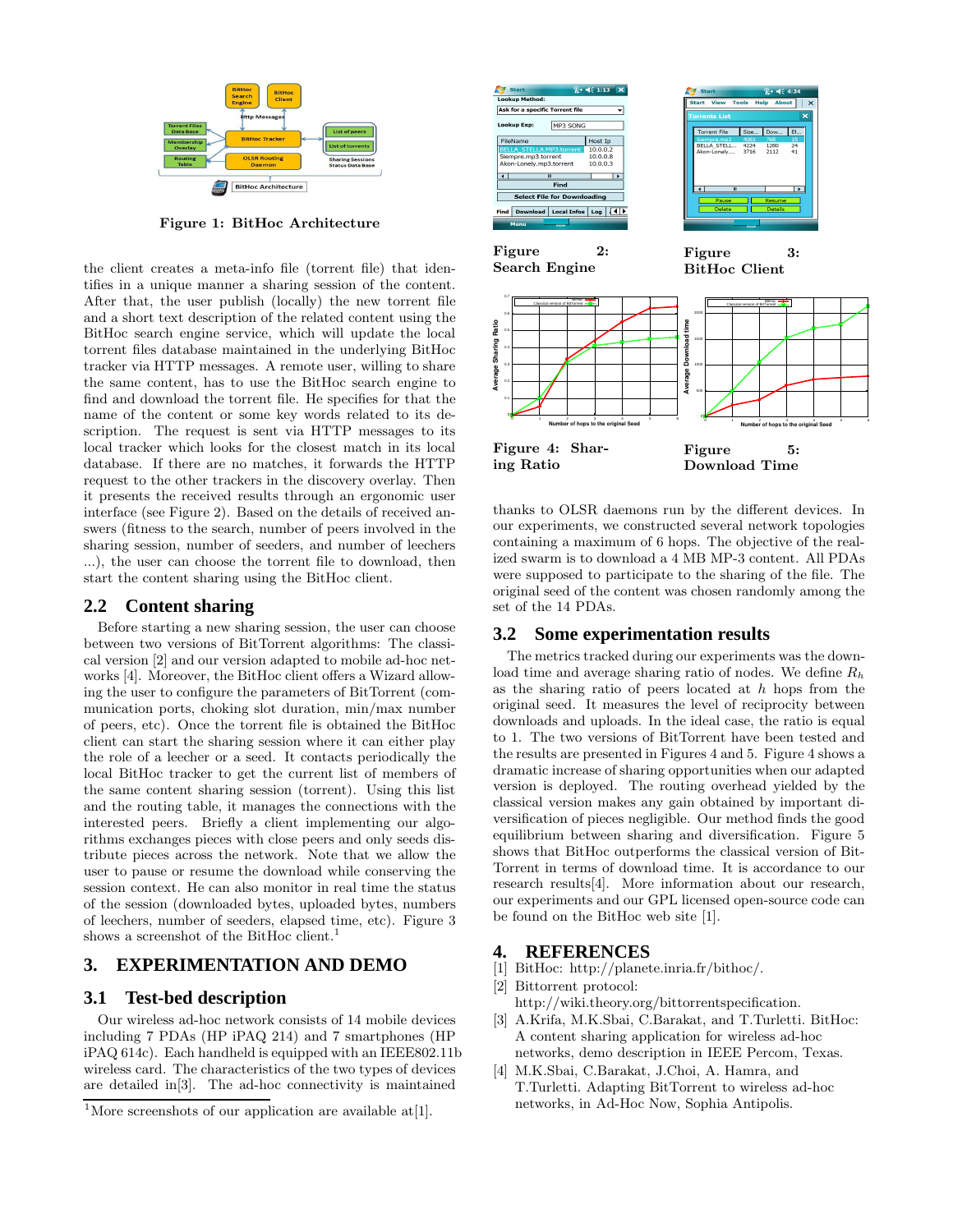BitHoc Search Engine

BitHoc Client

Http Messages

Torrent Files Data Base

Membership Overlay

Routing Table

BitHoc Tracker

OLSR Routing Daemon

List of peers

List of torrents

Sharing Sessions Status Data Base

BitHoc Architecture

Figure 1: BitHoc Architecture

the client creates a meta-info file (torrent file) that identifies in a unique manner a sharing session of the content. After that, the user publish (locally) the new torrent file and a short text description of the related content using the BitHoc search engine service, which will update the local torrent files database maintained in the underlying BitHoc tracker via HTTP messages. A remote user, willing to share the same content, has to use the BitHoc search engine to find and download the torrent file. He specifies for that the name of the content or some key words related to its description. The request is sent via HTTP messages to its local tracker which looks for the closest match in its local database. If there are no matches, it forwards the HTTP request to the other trackers in the discovery overlay. Then it presents the received results through an ergonomic user interface (see Figure 2). Based on the details of received answers (fitness to the search, number of peers involved in the sharing session, number of seeders, and number of leechers ...), the user can choose the torrent file to download, then start the content sharing using the BitHoc client.

## 2.2 Content sharing

Before starting a new sharing session, the user can choose between two versions of BitTorrent algorithms: The classical version [2] and our version adapted to mobile ad-hoc networks [4]. Moreover, the BitHoc client offers a Wizard allowing the user to configure the parameters of BitTorrent (communication ports, choking slot duration, min/max number of peers, etc). Once the torrent file is obtained the BitHoc client can start the sharing session where it can either play the role of a leecher or a seed. It contacts periodically the local BitHoc tracker to get the current list of members of the same content sharing session (torrent). Using this list and the routing table, it manages the connections with the interested peers. Briefly a client implementing our algorithms exchanges pieces with close peers and only seeds distribute pieces across the network. Note that we allow the user to pause or resume the download while conserving the session context. He can also monitor in real time the status of the session (downloaded bytes, uploaded bytes, numbers of leechers, number of seeders, elapsed time, etc). Figure 3 shows a screenshot of the BitHoc client.[1]

# 3. EXPERIMENTATION AND DEMO

## 3.1 Test-bed description

Our wireless ad-hoc network consists of 14 mobile devices including 7 PDAs (HP iPAQ 214) and 7 smartphones (HP iPAQ 614c). Each handheld is equipped with an IEEE802.11b wireless card. The characteristics of the two types of devices are detailed in[3]. The ad-hoc connectivity is maintained

[1]More screenshots of our application are available at[1].

Figure 2: Search Engine

Figure 3: BitHoc Client

Average Sharing Ratio

Number of hops to the original Seed

Figure 4: Sharing Ratio

Average Download time

Number of hops to the original Seed

Figure 5: Download Time

thanks to OLSR daemons run by the different devices. In our experiments, we constructed several network topologies containing a maximum of 6 hops. The objective of the realized swarm is to download a 4 MB MP-3 content. All PDAs were supposed to participate to the sharing of the file. The original seed of the content was chosen randomly among the set of the 14 PDAs.

## 3.2 Some experimentation results

The metrics tracked during our experiments was the download time and average sharing ratio of nodes. We define $R_h$ as the sharing ratio of peers located at $h$ hops from the original seed. It measures the level of reciprocity between downloads and uploads. In the ideal case, the ratio is equal to 1. The two versions of BitTorrent have been tested and the results are presented in Figures 4 and 5. Figure 4 shows a dramatic increase of sharing opportunities when our adapted version is deployed. The routing overhead yielded by the classical version makes any gain obtained by important diversification of pieces negligible. Our method finds the good equilibrium between sharing and diversification. Figure 5 shows that BitHoc outperforms the classical version of BitTorrent in terms of download time. It is accordance to our research results[4]. More information about our research, our experiments and our GPL licensed open-source code can be found on the BitHoc web site [1].

# 4. REFERENCES

[1] BitHoc: http://planete.inria.fr/bithoc/.

[2] Bittorrent protocol: http://wiki.theory.org/bittorrentspecification.

[3] A.Krifa, M.K.Sbai, C.Barakat, and T.Turletti. BitHoc: A content sharing application for wireless ad-hoc networks, demo description in IEEE Percom, Texas.

[4] M.K.Sbai, C.Barakat, J.Choi, A. Hamra, and T.Turletti. Adapting BitTorrent to wireless ad-hoc networks, in Ad-Hoc Now, Sophia Antipolis.